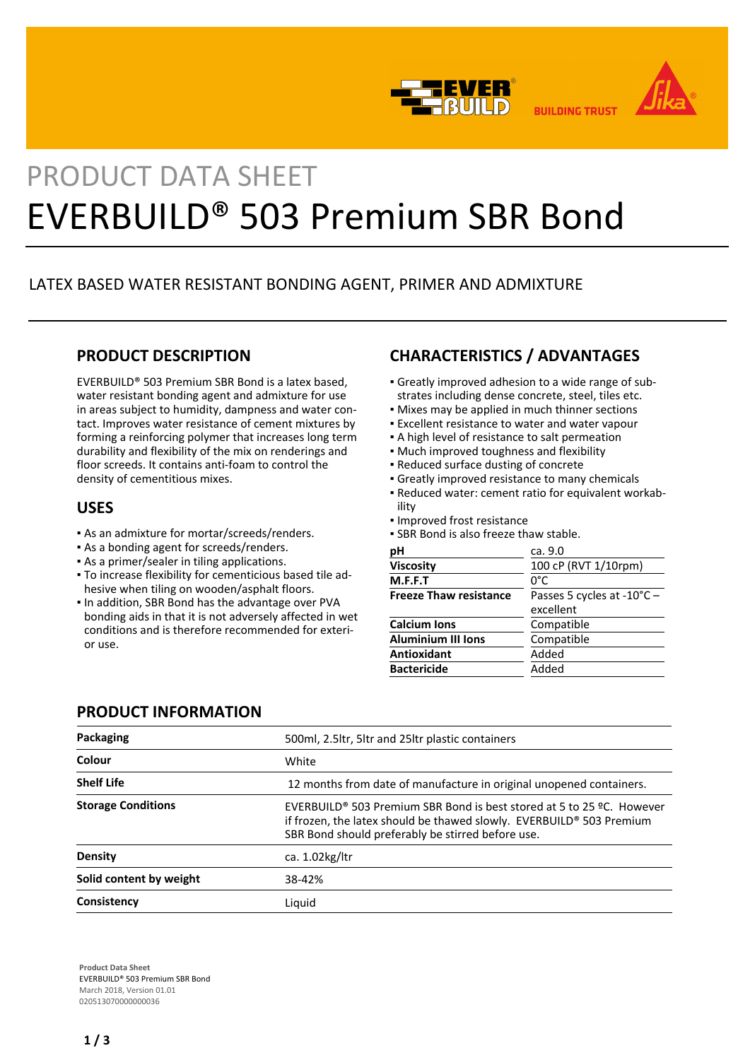PRODUCT DATA SHEET

# EVERBUILD® 503 Premium SBR Bond

LATEX BASED WATER RESISTANT BONDING AGENT, PRIMER AND ADMIXTURE

## PRODUCT DESCRIPTION

EVERBUILD® 503 Premium SBR Bond is a latex based, water resistant bonding agent and admixture for use in areas subject to humidity, dampness and water contact. Improves water resistance of cement mixtures by forming a reinforcing polymer that increases long term durability and flexibility of the mix on renderings and floor screeds. It contains anti-foam to control the density of cementitious mixes.

## USES

- As an admixture for mortar/screeds/renders.
- As a bonding agent for screeds/renders.
- As a primer/sealer in tiling applications.
- To increase flexibility for cementicious based tile adhesive when tiling on wooden/asphalt floors.
- In addition, SBR Bond has the advantage over PVA bonding aids in that it is not adversely affected in wet conditions and is therefore recommended for exterior use.

## CHARACTERISTICS / ADVANTAGES

- Greatly improved adhesion to a wide range of substrates including dense concrete, steel, tiles etc.
- Mixes may be applied in much thinner sections
- Excellent resistance to water and water vapour
- A high level of resistance to salt permeation
- Much improved toughness and flexibility
- Reduced surface dusting of concrete
- Greatly improved resistance to many chemicals
- Reduced water: cement ratio for equivalent workability
- Improved frost resistance
- SBR Bond is also freeze thaw stable.

| | |
|---|---|
| **pH** | ca. 9.0 |
| **Viscosity** | 100 cP (RVT 1/10rpm) |
| **M.F.F.T** | 0°C |
| **Freeze Thaw resistance** | Passes 5 cycles at -10°C – excellent |
| **Calcium Ions** | Compatible |
| **Aluminium III Ions** | Compatible |
| **Antioxidant** | Added |
| **Bactericide** | Added |

## PRODUCT INFORMATION

| | |
|---|---|
| **Packaging** | 500ml, 2.5ltr, 5ltr and 25ltr plastic containers |
| **Colour** | White |
| **Shelf Life** | 12 months from date of manufacture in original unopened containers. |
| **Storage Conditions** | EVERBUILD® 503 Premium SBR Bond is best stored at 5 to 25 ºC. However if frozen, the latex should be thawed slowly. EVERBUILD® 503 Premium SBR Bond should preferably be stirred before use. |
| **Density** | ca. 1.02kg/ltr |
| **Solid content by weight** | 38-42% |
| **Consistency** | Liquid |

**Product Data Sheet**
EVERBUILD® 503 Premium SBR Bond
March 2018, Version 01.01
020513070000000036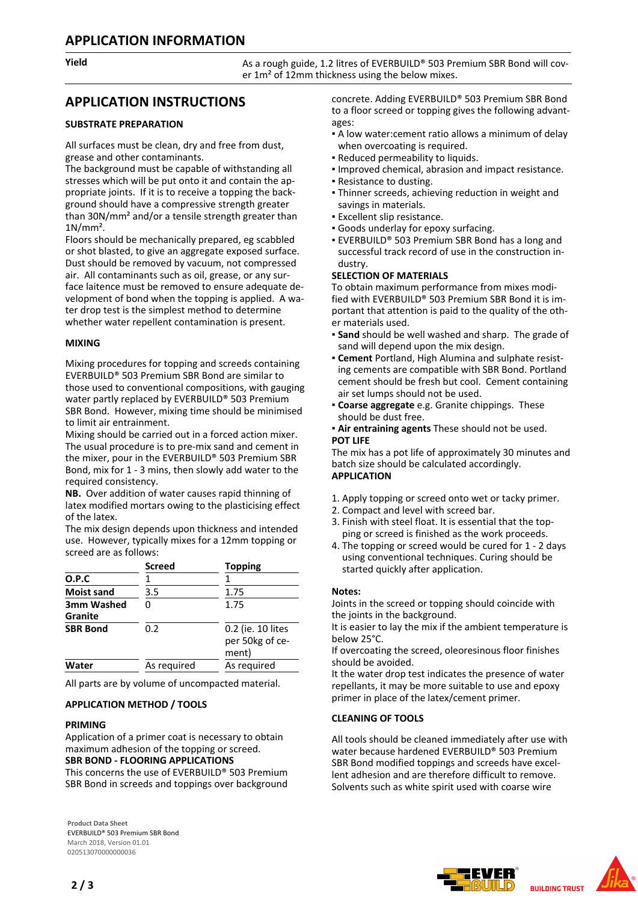## APPLICATION INFORMATION

**Yield**

As a rough guide, 1.2 litres of EVERBUILD® 503 Premium SBR Bond will cover 1m² of 12mm thickness using the below mixes.

## APPLICATION INSTRUCTIONS

### SUBSTRATE PREPARATION

All surfaces must be clean, dry and free from dust, grease and other contaminants.
The background must be capable of withstanding all stresses which will be put onto it and contain the appropriate joints. If it is to receive a topping the background should have a compressive strength greater than 30N/mm² and/or a tensile strength greater than 1N/mm².
Floors should be mechanically prepared, eg scabbled or shot blasted, to give an aggregate exposed surface. Dust should be removed by vacuum, not compressed air. All contaminants such as oil, grease, or any surface laitence must be removed to ensure adequate development of bond when the topping is applied. A water drop test is the simplest method to determine whether water repellent contamination is present.

### MIXING

Mixing procedures for topping and screeds containing EVERBUILD® 503 Premium SBR Bond are similar to those used to conventional compositions, with gauging water partly replaced by EVERBUILD® 503 Premium SBR Bond. However, mixing time should be minimised to limit air entrainment.
Mixing should be carried out in a forced action mixer. The usual procedure is to pre-mix sand and cement in the mixer, pour in the EVERBUILD® 503 Premium SBR Bond, mix for 1 - 3 mins, then slowly add water to the required consistency.
**NB.** Over addition of water causes rapid thinning of latex modified mortars owing to the plasticising effect of the latex.
The mix design depends upon thickness and intended use. However, typically mixes for a 12mm topping or screed are as follows:

| | Screed | Topping |
|---|---|---|
| **O.P.C** | 1 | 1 |
| **Moist sand** | 3.5 | 1.75 |
| **3mm Washed Granite** | 0 | 1.75 |
| **SBR Bond** | 0.2 | 0.2 (ie. 10 lites per 50kg of cement) |
| **Water** | As required | As required |

All parts are by volume of uncompacted material.

### APPLICATION METHOD / TOOLS

**PRIMING**
Application of a primer coat is necessary to obtain maximum adhesion of the topping or screed.
**SBR BOND - FLOORING APPLICATIONS**
This concerns the use of EVERBUILD® 503 Premium SBR Bond in screeds and toppings over background concrete. Adding EVERBUILD® 503 Premium SBR Bond to a floor screed or topping gives the following advantages:

- A low water:cement ratio allows a minimum of delay when overcoating is required.
- Reduced permeability to liquids.
- Improved chemical, abrasion and impact resistance.
- Resistance to dusting.
- Thinner screeds, achieving reduction in weight and savings in materials.
- Excellent slip resistance.
- Goods underlay for epoxy surfacing.
- EVERBUILD® 503 Premium SBR Bond has a long and successful track record of use in the construction industry.

**SELECTION OF MATERIALS**
To obtain maximum performance from mixes modified with EVERBUILD® 503 Premium SBR Bond it is important that attention is paid to the quality of the other materials used.

- **Sand** should be well washed and sharp. The grade of sand will depend upon the mix design.
- **Cement** Portland, High Alumina and sulphate resisting cements are compatible with SBR Bond. Portland cement should be fresh but cool. Cement containing air set lumps should not be used.
- **Coarse aggregate** e.g. Granite chippings. These should be dust free.
- **Air entraining agents** These should not be used.

**POT LIFE**
The mix has a pot life of approximately 30 minutes and batch size should be calculated accordingly.
**APPLICATION**

1. Apply topping or screed onto wet or tacky primer.
2. Compact and level with screed bar.
3. Finish with steel float. It is essential that the topping or screed is finished as the work proceeds.
4. The topping or screed would be cured for 1 - 2 days using conventional techniques. Curing should be started quickly after application.

**Notes:**
Joints in the screed or topping should coincide with the joints in the background.
It is easier to lay the mix if the ambient temperature is below 25°C.
If overcoating the screed, oleoresinous floor finishes should be avoided.
It the water drop test indicates the presence of water repellants, it may be more suitable to use and epoxy primer in place of the latex/cement primer.

### CLEANING OF TOOLS

All tools should be cleaned immediately after use with water because hardened EVERBUILD® 503 Premium SBR Bond modified toppings and screeds have excellent adhesion and are therefore difficult to remove. Solvents such as white spirit used with coarse wire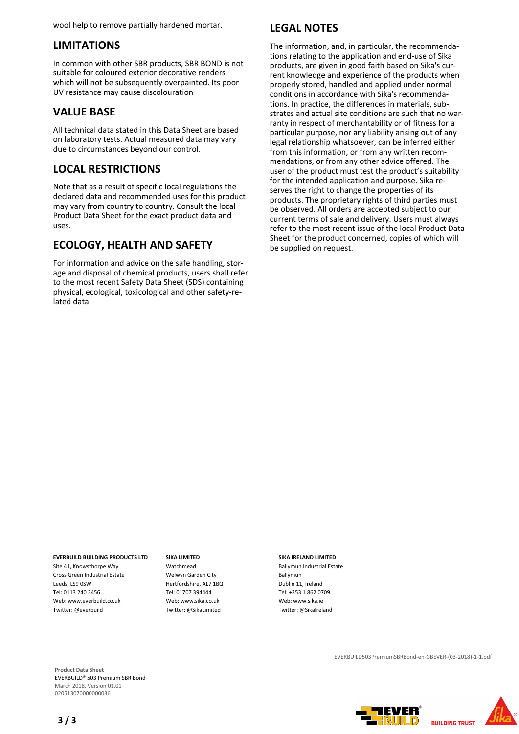wool help to remove partially hardened mortar.

## LIMITATIONS

In common with other SBR products, SBR BOND is not suitable for coloured exterior decorative renders which will not be subsequently overpainted. Its poor UV resistance may cause discolouration

## VALUE BASE

All technical data stated in this Data Sheet are based on laboratory tests. Actual measured data may vary due to circumstances beyond our control.

## LOCAL RESTRICTIONS

Note that as a result of specific local regulations the declared data and recommended uses for this product may vary from country to country. Consult the local Product Data Sheet for the exact product data and uses.

## ECOLOGY, HEALTH AND SAFETY

For information and advice on the safe handling, storage and disposal of chemical products, users shall refer to the most recent Safety Data Sheet (SDS) containing physical, ecological, toxicological and other safety-related data.

## LEGAL NOTES

The information, and, in particular, the recommendations relating to the application and end-use of Sika products, are given in good faith based on Sika's current knowledge and experience of the products when properly stored, handled and applied under normal conditions in accordance with Sika's recommendations. In practice, the differences in materials, substrates and actual site conditions are such that no warranty in respect of merchantability or of fitness for a particular purpose, nor any liability arising out of any legal relationship whatsoever, can be inferred either from this information, or from any written recommendations, or from any other advice offered. The user of the product must test the product's suitability for the intended application and purpose. Sika reserves the right to change the properties of its products. The proprietary rights of third parties must be observed. All orders are accepted subject to our current terms of sale and delivery. Users must always refer to the most recent issue of the local Product Data Sheet for the product concerned, copies of which will be supplied on request.

**EVERBUILD BUILDING PRODUCTS LTD**
Site 41, Knowsthorpe Way
Cross Green Industrial Estate
Leeds, LS9 0SW
Tel: 0113 240 3456
Web: www.everbuild.co.uk
Twitter: @everbuild

**SIKA LIMITED**
Watchmead
Welwyn Garden City
Hertfordshire, AL7 1BQ
Tel: 01707 394444
Web: www.sika.co.uk
Twitter: @SikaLimited

**SIKA IRELAND LIMITED**
Ballymun Industrial Estate
Ballymun
Dublin 11, Ireland
Tel: +353 1 862 0709
Web: www.sika.ie
Twitter: @SikaIreland

EVERBUILD503PremiumSBRBond-en-GBEVER-(03-2018)-1-1.pdf

**Product Data Sheet**
EVERBUILD® 503 Premium SBR Bond
March 2018, Version 01.01
020513070000000036